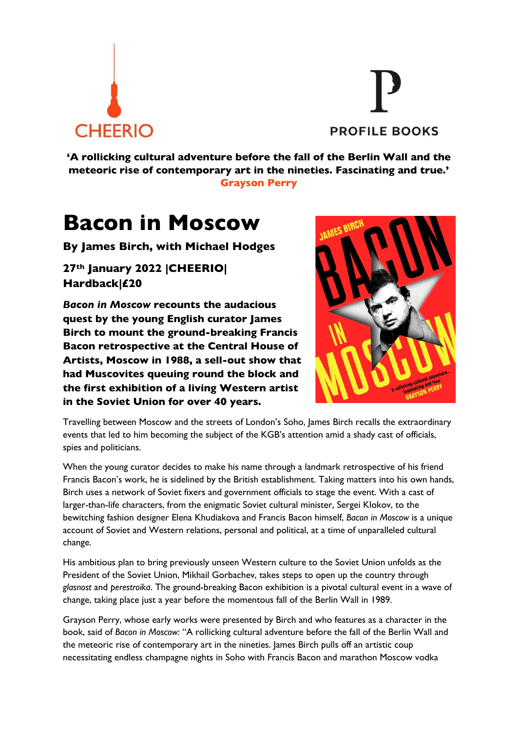CHEERIO

PROFILE BOOKS

**'A rollicking cultural adventure before the fall of the Berlin Wall and the meteoric rise of contemporary art in the nineties. Fascinating and true.'**
**Grayson Perry**

# Bacon in Moscow

**By James Birch, with Michael Hodges**

**27th January 2022 |CHEERIO| Hardback|£20**

***Bacon in Moscow* recounts the audacious quest by the young English curator James Birch to mount the ground-breaking Francis Bacon retrospective at the Central House of Artists, Moscow in 1988, a sell-out show that had Muscovites queuing round the block and the first exhibition of a living Western artist in the Soviet Union for over 40 years.**

Travelling between Moscow and the streets of London's Soho, James Birch recalls the extraordinary events that led to him becoming the subject of the KGB's attention amid a shady cast of officials, spies and politicians.

When the young curator decides to make his name through a landmark retrospective of his friend Francis Bacon's work, he is sidelined by the British establishment. Taking matters into his own hands, Birch uses a network of Soviet fixers and government officials to stage the event. With a cast of larger-than-life characters, from the enigmatic Soviet cultural minister, Sergei Klokov, to the bewitching fashion designer Elena Khudiakova and Francis Bacon himself, *Bacon in Moscow* is a unique account of Soviet and Western relations, personal and political, at a time of unparalleled cultural change.

His ambitious plan to bring previously unseen Western culture to the Soviet Union unfolds as the President of the Soviet Union, Mikhail Gorbachev, takes steps to open up the country through *glasnost* and *perestroika*. The ground-breaking Bacon exhibition is a pivotal cultural event in a wave of change, taking place just a year before the momentous fall of the Berlin Wall in 1989.

Grayson Perry, whose early works were presented by Birch and who features as a character in the book, said of *Bacon in Moscow:* "A rollicking cultural adventure before the fall of the Berlin Wall and the meteoric rise of contemporary art in the nineties. James Birch pulls off an artistic coup necessitating endless champagne nights in Soho with Francis Bacon and marathon Moscow vodka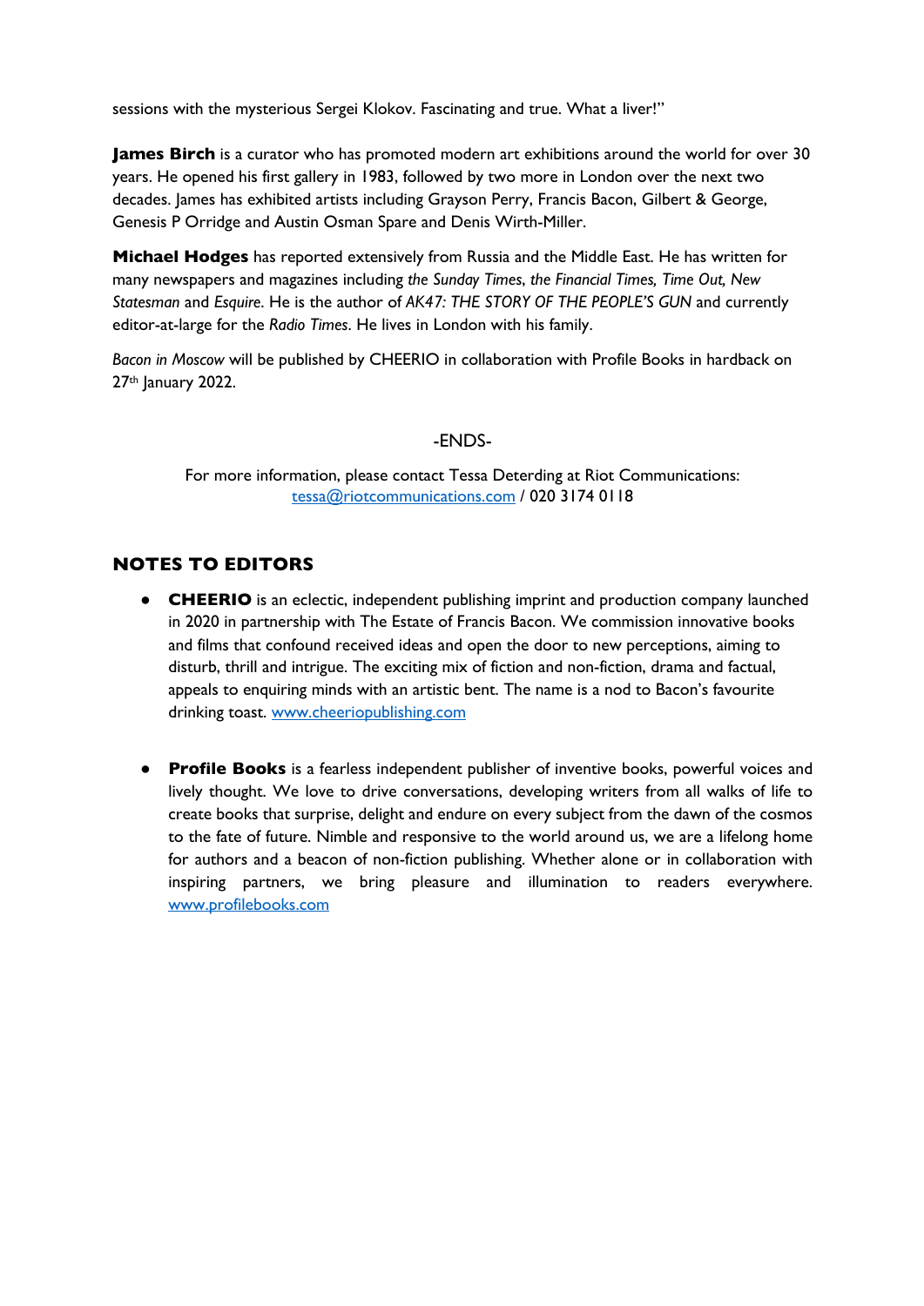sessions with the mysterious Sergei Klokov. Fascinating and true. What a liver!"

**James Birch** is a curator who has promoted modern art exhibitions around the world for over 30 years. He opened his first gallery in 1983, followed by two more in London over the next two decades. James has exhibited artists including Grayson Perry, Francis Bacon, Gilbert & George, Genesis P Orridge and Austin Osman Spare and Denis Wirth-Miller.

**Michael Hodges** has reported extensively from Russia and the Middle East. He has written for many newspapers and magazines including *the Sunday Times*, *the Financial Times, Time Out, New Statesman* and *Esquire*. He is the author of *AK47: THE STORY OF THE PEOPLE'S GUN* and currently editor-at-large for the *Radio Times*. He lives in London with his family.

*Bacon in Moscow* will be published by CHEERIO in collaboration with Profile Books in hardback on 27th January 2022.

-ENDS-

For more information, please contact Tessa Deterding at Riot Communications: tessa@riotcommunications.com / 020 3174 0118

## NOTES TO EDITORS

- **CHEERIO** is an eclectic, independent publishing imprint and production company launched in 2020 in partnership with The Estate of Francis Bacon. We commission innovative books and films that confound received ideas and open the door to new perceptions, aiming to disturb, thrill and intrigue. The exciting mix of fiction and non-fiction, drama and factual, appeals to enquiring minds with an artistic bent. The name is a nod to Bacon's favourite drinking toast. www.cheeriopublishing.com

- **Profile Books** is a fearless independent publisher of inventive books, powerful voices and lively thought. We love to drive conversations, developing writers from all walks of life to create books that surprise, delight and endure on every subject from the dawn of the cosmos to the fate of future. Nimble and responsive to the world around us, we are a lifelong home for authors and a beacon of non-fiction publishing. Whether alone or in collaboration with inspiring partners, we bring pleasure and illumination to readers everywhere. www.profilebooks.com